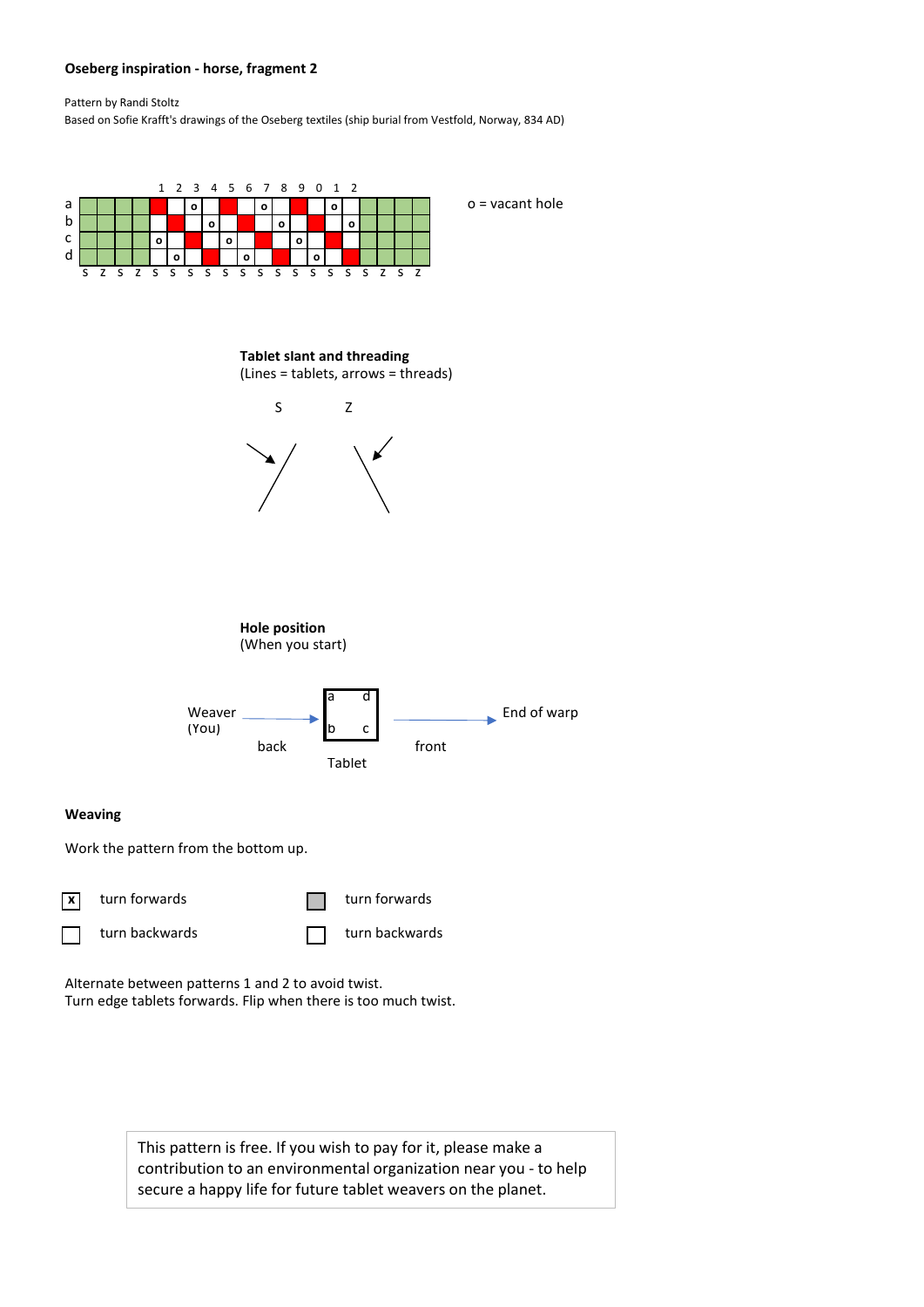**Oseberg inspiration - horse, fragment 2**

Pattern by Randi Stoltz
Based on Sofie Krafft's drawings of the Oseberg textiles (ship burial from Vestfold, Norway, 834 AD)

| | | | | | 1 | 2 | 3 | 4 | 5 | 6 | 7 | 8 | 9 | 0 | 1 | 2 | | | | |
|---|---|---|---|---|---|---|---|---|---|---|---|---|---|---|---|---|---|---|---|---|
| a | | | | | | | o | | | | o | | | | o | | | | | |
| b | | | | | | | | o | | | | o | | | | o | | | | |
| c | | | | | o | | | | o | | | | o | | | | | | | |
| d | | | | | | o | | | | o | | | | o | | | | | | |
| | S | Z | S | Z | S | S | S | S | S | S | S | S | S | S | S | S | S | Z | S | Z |

o = vacant hole

**Tablet slant and threading**
(Lines = tablets, arrows = threads)

S Z

**Hole position**
(When you start)

Weaver (You) → back — Tablet (a d / b c) — front → End of warp

**Weaving**

Work the pattern from the bottom up.

| | | | |
|---|---|---|---|
| x | turn forwards | (grey) | turn forwards |
| (blank) | turn backwards | (blank) | turn backwards |

Alternate between patterns 1 and 2 to avoid twist.
Turn edge tablets forwards. Flip when there is too much twist.

This pattern is free. If you wish to pay for it, please make a contribution to an environmental organization near you - to help secure a happy life for future tablet weavers on the planet.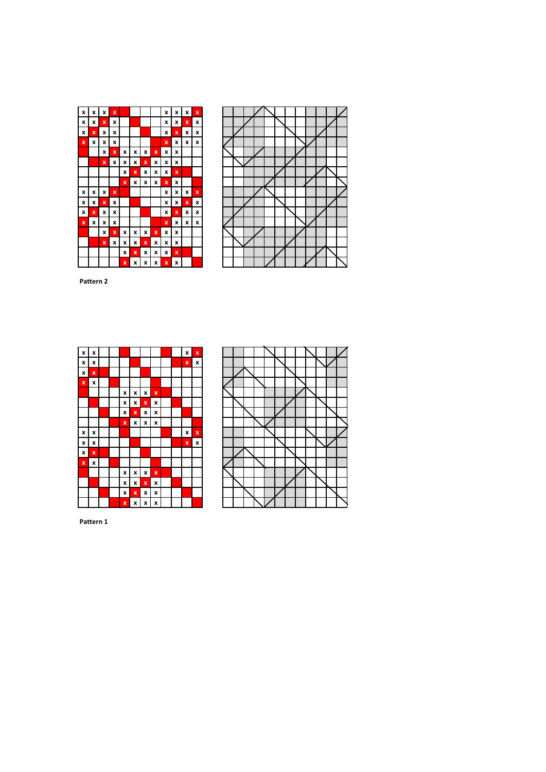Pattern 2

Pattern 1